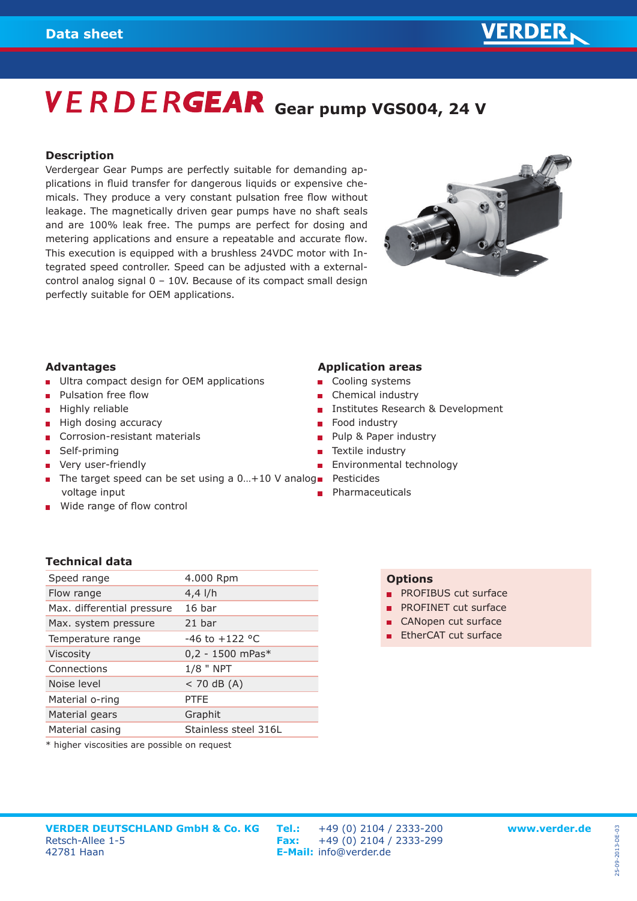Data sheet

# VERDERGEAR Gear pump VGS004, 24 V

## Description

Verdergear Gear Pumps are perfectly suitable for demanding applications in fluid transfer for dangerous liquids or expensive chemicals. They produce a very constant pulsation free flow without leakage. The magnetically driven gear pumps have no shaft seals and are 100% leak free. The pumps are perfect for dosing and metering applications and ensure a repeatable and accurate flow. This execution is equipped with a brushless 24VDC motor with Integrated speed controller. Speed can be adjusted with a external-control analog signal 0 – 10V. Because of its compact small design perfectly suitable for OEM applications.

## Advantages

- Ultra compact design for OEM applications
- Pulsation free flow
- Highly reliable
- High dosing accuracy
- Corrosion-resistant materials
- Self-priming
- Very user-friendly
- The target speed can be set using a 0…+10 V analog voltage input
- Wide range of flow control

## Application areas

- Cooling systems
- Chemical industry
- Institutes Research & Development
- Food industry
- Pulp & Paper industry
- Textile industry
- Environmental technology
- Pesticides
- Pharmaceuticals

## Technical data

| | |
|---|---|
| Speed range | 4.000 Rpm |
| Flow range | 4,4 l/h |
| Max. differential pressure | 16 bar |
| Max. system pressure | 21 bar |
| Temperature range | -46 to +122 °C |
| Viscosity | 0,2 - 1500 mPas* |
| Connections | 1/8 " NPT |
| Noise level | < 70 dB (A) |
| Material o-ring | PTFE |
| Material gears | Graphit |
| Material casing | Stainless steel 316L |

* higher viscosities are possible on request

## Options

- PROFIBUS cut surface
- PROFINET cut surface
- CANopen cut surface
- EtherCAT cut surface

**VERDER DEUTSCHLAND GmbH & Co. KG**
Retsch-Allee 1-5
42781 Haan

**Tel.:** +49 (0) 2104 / 2333-200
**Fax:** +49 (0) 2104 / 2333-299
**E-Mail:** info@verder.de

**www.verder.de**

25-09-2013-DE-03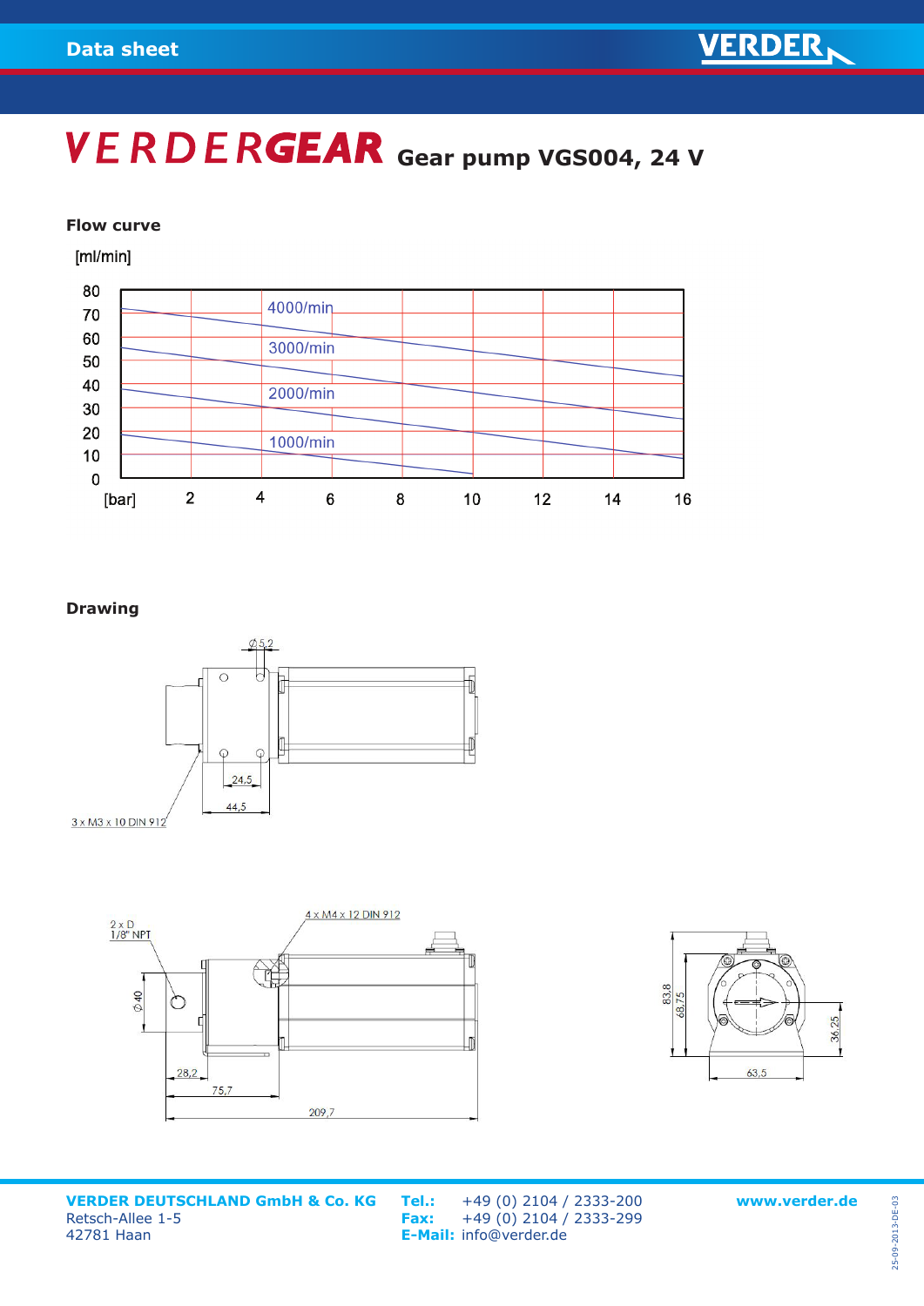# VERDERGEAR Gear pump VGS004, 24 V

**Flow curve**

[ml/min]

80
70
60
50
40
30
20
10
0

[bar] 2 4 6 8 10 12 14 16

4000/min
3000/min
2000/min
1000/min

**Drawing**

∅5,2
24,5
44,5
3 x M3 x 10 DIN 912

2 x D
1/8" NPT
4 x M4 x 12 DIN 912
∅40
28,2
75,7
209,7

83,8
68,75
36,25
63,5

**VERDER DEUTSCHLAND GmbH & Co. KG**
Retsch-Allee 1-5
42781 Haan

**Tel.:** +49 (0) 2104 / 2333-200
**Fax:** +49 (0) 2104 / 2333-299
**E-Mail:** info@verder.de

**www.verder.de**

25-09-2013-DE-03